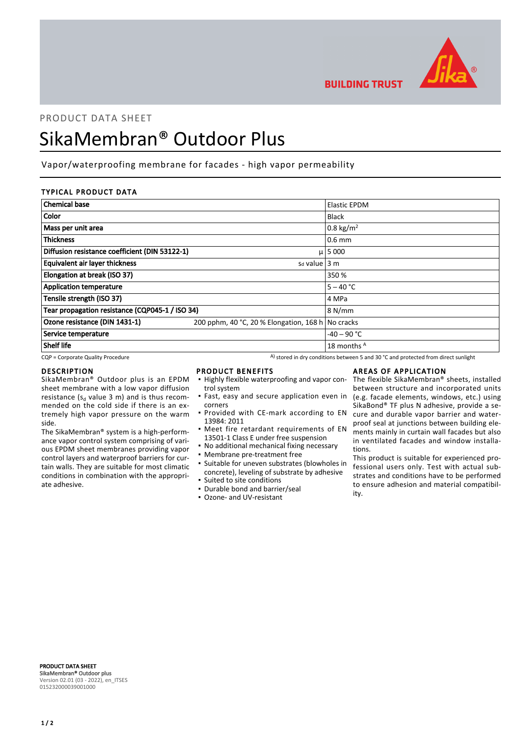PRODUCT DATA SHEET

# SikaMembran® Outdoor Plus

Vapor/waterproofing membrane for facades - high vapor permeability

## TYPICAL PRODUCT DATA

| | | |
|---|---|---|
| **Chemical base** | | Elastic EPDM |
| **Color** | | Black |
| **Mass per unit area** | | 0.8 kg/m² |
| **Thickness** | | 0.6 mm |
| **Diffusion resistance coefficient (DIN 53122-1)** | μ | 5 000 |
| **Equivalent air layer thickness** | $s_d$ value | 3 m |
| **Elongation at break (ISO 37)** | | 350 % |
| **Application temperature** | | 5 – 40 °C |
| **Tensile strength (ISO 37)** | | 4 MPa |
| **Tear propagation resistance (CQP045-1 / ISO 34)** | | 8 N/mm |
| **Ozone resistance (DIN 1431-1)** | 200 pphm, 40 °C, 20 % Elongation, 168 h | No cracks |
| **Service temperature** | | -40 – 90 °C |
| **Shelf life** | | 18 months [A] |

CQP = Corporate Quality Procedure

[A] stored in dry conditions between 5 and 30 °C and protected from direct sunlight

## DESCRIPTION

SikaMembran® Outdoor plus is an EPDM sheet membrane with a low vapor diffusion resistance ($s_d$ value 3 m) and is thus recommended on the cold side if there is an extremely high vapor pressure on the warm side.

The SikaMembran® system is a high-performance vapor control system comprising of various EPDM sheet membranes providing vapor control layers and waterproof barriers for curtain walls. They are suitable for most climatic conditions in combination with the appropriate adhesive.

## PRODUCT BENEFITS

- Highly flexible waterproofing and vapor control system
- Fast, easy and secure application even in corners
- Provided with CE-mark according to EN 13984: 2011
- Meet fire retardant requirements of EN 13501-1 Class E under free suspension
- No additional mechanical fixing necessary
- Membrane pre-treatment free
- Suitable for uneven substrates (blowholes in concrete), leveling of substrate by adhesive
- Suited to site conditions
- Durable bond and barrier/seal
- Ozone- and UV-resistant

## AREAS OF APPLICATION

The flexible SikaMembran® sheets, installed between structure and incorporated units (e.g. facade elements, windows, etc.) using SikaBond® TF plus N adhesive, provide a secure and durable vapor barrier and waterproof seal at junctions between building elements mainly in curtain wall facades but also in ventilated facades and window installations.

This product is suitable for experienced professional users only. Test with actual substrates and conditions have to be performed to ensure adhesion and material compatibility.

**PRODUCT DATA SHEET**
**SikaMembran® Outdoor plus**
Version 02.01 (03 - 2022), en_ITSES
015232000039001000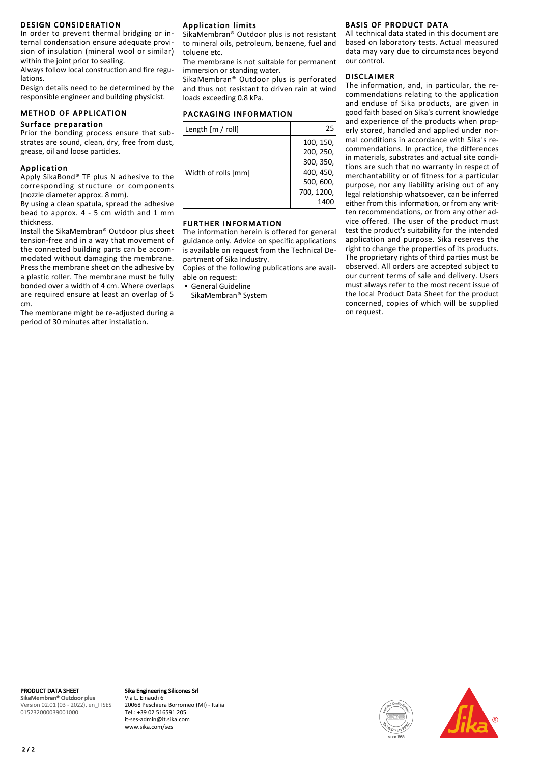## DESIGN CONSIDERATION

In order to prevent thermal bridging or internal condensation ensure adequate provision of insulation (mineral wool or similar) within the joint prior to sealing.

Always follow local construction and fire regulations.

Design details need to be determined by the responsible engineer and building physicist.

## METHOD OF APPLICATION

### Surface preparation

Prior the bonding process ensure that substrates are sound, clean, dry, free from dust, grease, oil and loose particles.

### Application

Apply SikaBond® TF plus N adhesive to the corresponding structure or components (nozzle diameter approx. 8 mm).

By using a clean spatula, spread the adhesive bead to approx. 4 - 5 cm width and 1 mm thickness.

Install the SikaMembran® Outdoor plus sheet tension-free and in a way that movement of the connected building parts can be accommodated without damaging the membrane. Press the membrane sheet on the adhesive by a plastic roller. The membrane must be fully bonded over a width of 4 cm. Where overlaps are required ensure at least an overlap of 5 cm.

The membrane might be re-adjusted during a period of 30 minutes after installation.

### Application limits

SikaMembran® Outdoor plus is not resistant to mineral oils, petroleum, benzene, fuel and toluene etc.

The membrane is not suitable for permanent immersion or standing water.

SikaMembran® Outdoor plus is perforated and thus not resistant to driven rain at wind loads exceeding 0.8 kPa.

## PACKAGING INFORMATION

| | |
|---|---|
| Length [m / roll] | 25 |
| Width of rolls [mm] | 100, 150, 200, 250, 300, 350, 400, 450, 500, 600, 700, 1200, 1400 |

## FURTHER INFORMATION

The information herein is offered for general guidance only. Advice on specific applications is available on request from the Technical Department of Sika Industry.

Copies of the following publications are available on request:

- General Guideline SikaMembran® System

## BASIS OF PRODUCT DATA

All technical data stated in this document are based on laboratory tests. Actual measured data may vary due to circumstances beyond our control.

## DISCLAIMER

The information, and, in particular, the recommendations relating to the application and enduse of Sika products, are given in good faith based on Sika's current knowledge and experience of the products when properly stored, handled and applied under normal conditions in accordance with Sika's recommendations. In practice, the differences in materials, substrates and actual site conditions are such that no warranty in respect of merchantability or of fitness for a particular purpose, nor any liability arising out of any legal relationship whatsoever, can be inferred either from this information, or from any written recommendations, or from any other advice offered. The user of the product must test the product's suitability for the intended application and purpose. Sika reserves the right to change the properties of its products. The proprietary rights of third parties must be observed. All orders are accepted subject to our current terms of sale and delivery. Users must always refer to the most recent issue of the local Product Data Sheet for the product concerned, copies of which will be supplied on request.

**PRODUCT DATA SHEET**
**SikaMembran® Outdoor plus**
Version 02.01 (03 - 2022), en_ITSES
015232000039001000

**Sika Engineering Silicones Srl**
Via L. Einaudi 6
20068 Peschiera Borromeo (MI) - Italia
Tel.: +39 02 516591 205
it-ses-admin@it.sika.com
www.sika.com/ses